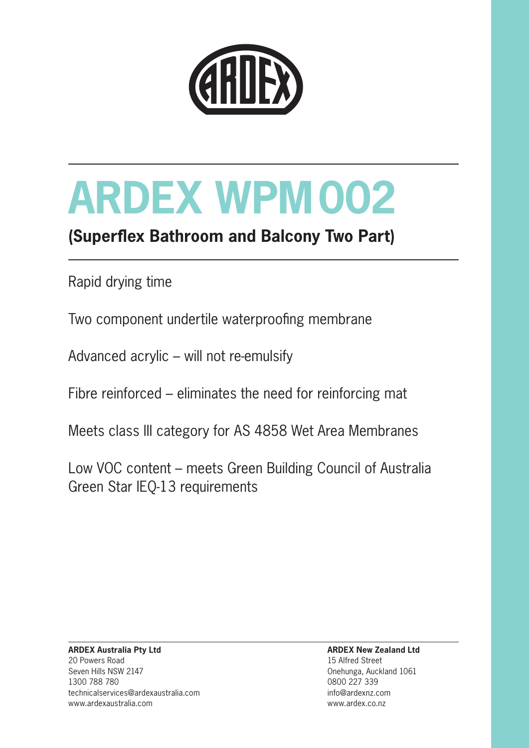# ARDEX WPM 002

## (Superflex Bathroom and Balcony Two Part)

Rapid drying time

Two component undertile waterproofing membrane

Advanced acrylic – will not re-emulsify

Fibre reinforced – eliminates the need for reinforcing mat

Meets class III category for AS 4858 Wet Area Membranes

Low VOC content – meets Green Building Council of Australia Green Star IEQ-13 requirements

**ARDEX Australia Pty Ltd**
20 Powers Road
Seven Hills NSW 2147
1300 788 780
technicalservices@ardexaustralia.com
www.ardexaustralia.com

**ARDEX New Zealand Ltd**
15 Alfred Street
Onehunga, Auckland 1061
0800 227 339
info@ardexnz.com
www.ardex.co.nz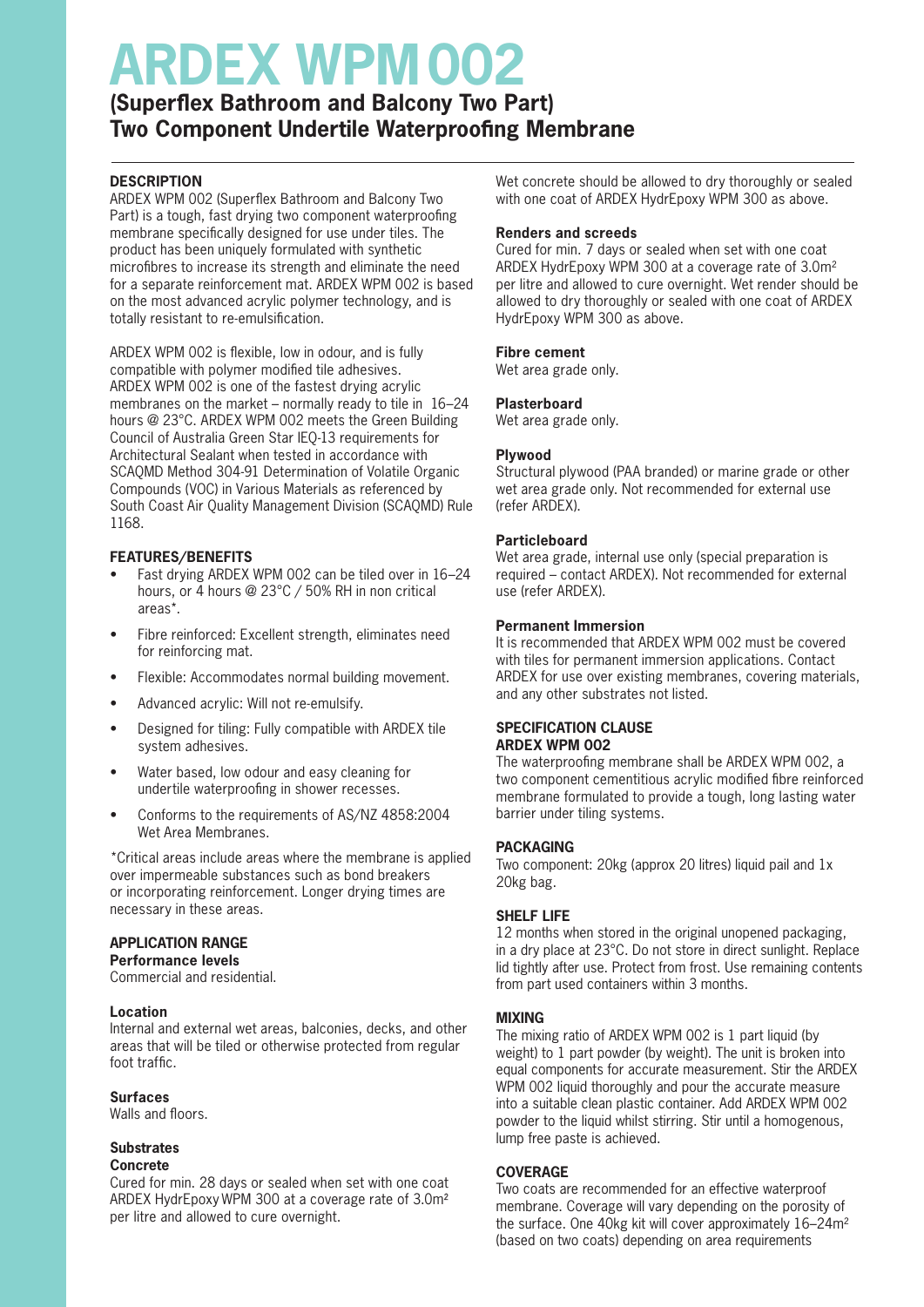# ARDEX WPM 002

## (Superflex Bathroom and Balcony Two Part) Two Component Undertile Waterproofing Membrane

### DESCRIPTION

ARDEX WPM 002 (Superflex Bathroom and Balcony Two Part) is a tough, fast drying two component waterproofing membrane specifically designed for use under tiles. The product has been uniquely formulated with synthetic microfibres to increase its strength and eliminate the need for a separate reinforcement mat. ARDEX WPM 002 is based on the most advanced acrylic polymer technology, and is totally resistant to re-emulsification.

ARDEX WPM 002 is flexible, low in odour, and is fully compatible with polymer modified tile adhesives. ARDEX WPM 002 is one of the fastest drying acrylic membranes on the market – normally ready to tile in 16–24 hours @ 23°C. ARDEX WPM 002 meets the Green Building Council of Australia Green Star IEQ-13 requirements for Architectural Sealant when tested in accordance with SCAQMD Method 304-91 Determination of Volatile Organic Compounds (VOC) in Various Materials as referenced by South Coast Air Quality Management Division (SCAQMD) Rule 1168.

### FEATURES/BENEFITS

- Fast drying ARDEX WPM 002 can be tiled over in 16–24 hours, or 4 hours @ 23°C / 50% RH in non critical areas*.
- Fibre reinforced: Excellent strength, eliminates need for reinforcing mat.
- Flexible: Accommodates normal building movement.
- Advanced acrylic: Will not re-emulsify.
- Designed for tiling: Fully compatible with ARDEX tile system adhesives.
- Water based, low odour and easy cleaning for undertile waterproofing in shower recesses.
- Conforms to the requirements of AS/NZ 4858:2004 Wet Area Membranes.

*Critical areas include areas where the membrane is applied over impermeable substances such as bond breakers or incorporating reinforcement. Longer drying times are necessary in these areas.

### APPLICATION RANGE

**Performance levels**
Commercial and residential.

**Location**
Internal and external wet areas, balconies, decks, and other areas that will be tiled or otherwise protected from regular foot traffic.

**Surfaces**
Walls and floors.

**Substrates**

**Concrete**
Cured for min. 28 days or sealed when set with one coat ARDEX HydrEpoxy WPM 300 at a coverage rate of 3.0m² per litre and allowed to cure overnight.

Wet concrete should be allowed to dry thoroughly or sealed with one coat of ARDEX HydrEpoxy WPM 300 as above.

**Renders and screeds**
Cured for min. 7 days or sealed when set with one coat ARDEX HydrEpoxy WPM 300 at a coverage rate of 3.0m² per litre and allowed to cure overnight. Wet render should be allowed to dry thoroughly or sealed with one coat of ARDEX HydrEpoxy WPM 300 as above.

**Fibre cement**
Wet area grade only.

**Plasterboard**
Wet area grade only.

**Plywood**
Structural plywood (PAA branded) or marine grade or other wet area grade only. Not recommended for external use (refer ARDEX).

**Particleboard**
Wet area grade, internal use only (special preparation is required – contact ARDEX). Not recommended for external use (refer ARDEX).

**Permanent Immersion**
It is recommended that ARDEX WPM 002 must be covered with tiles for permanent immersion applications. Contact ARDEX for use over existing membranes, covering materials, and any other substrates not listed.

### SPECIFICATION CLAUSE

**ARDEX WPM 002**

The waterproofing membrane shall be ARDEX WPM 002, a two component cementitious acrylic modified fibre reinforced membrane formulated to provide a tough, long lasting water barrier under tiling systems.

### PACKAGING

Two component: 20kg (approx 20 litres) liquid pail and 1x 20kg bag.

### SHELF LIFE

12 months when stored in the original unopened packaging, in a dry place at 23°C. Do not store in direct sunlight. Replace lid tightly after use. Protect from frost. Use remaining contents from part used containers within 3 months.

### MIXING

The mixing ratio of ARDEX WPM 002 is 1 part liquid (by weight) to 1 part powder (by weight). The unit is broken into equal components for accurate measurement. Stir the ARDEX WPM 002 liquid thoroughly and pour the accurate measure into a suitable clean plastic container. Add ARDEX WPM 002 powder to the liquid whilst stirring. Stir until a homogenous, lump free paste is achieved.

### COVERAGE

Two coats are recommended for an effective waterproof membrane. Coverage will vary depending on the porosity of the surface. One 40kg kit will cover approximately 16–24m² (based on two coats) depending on area requirements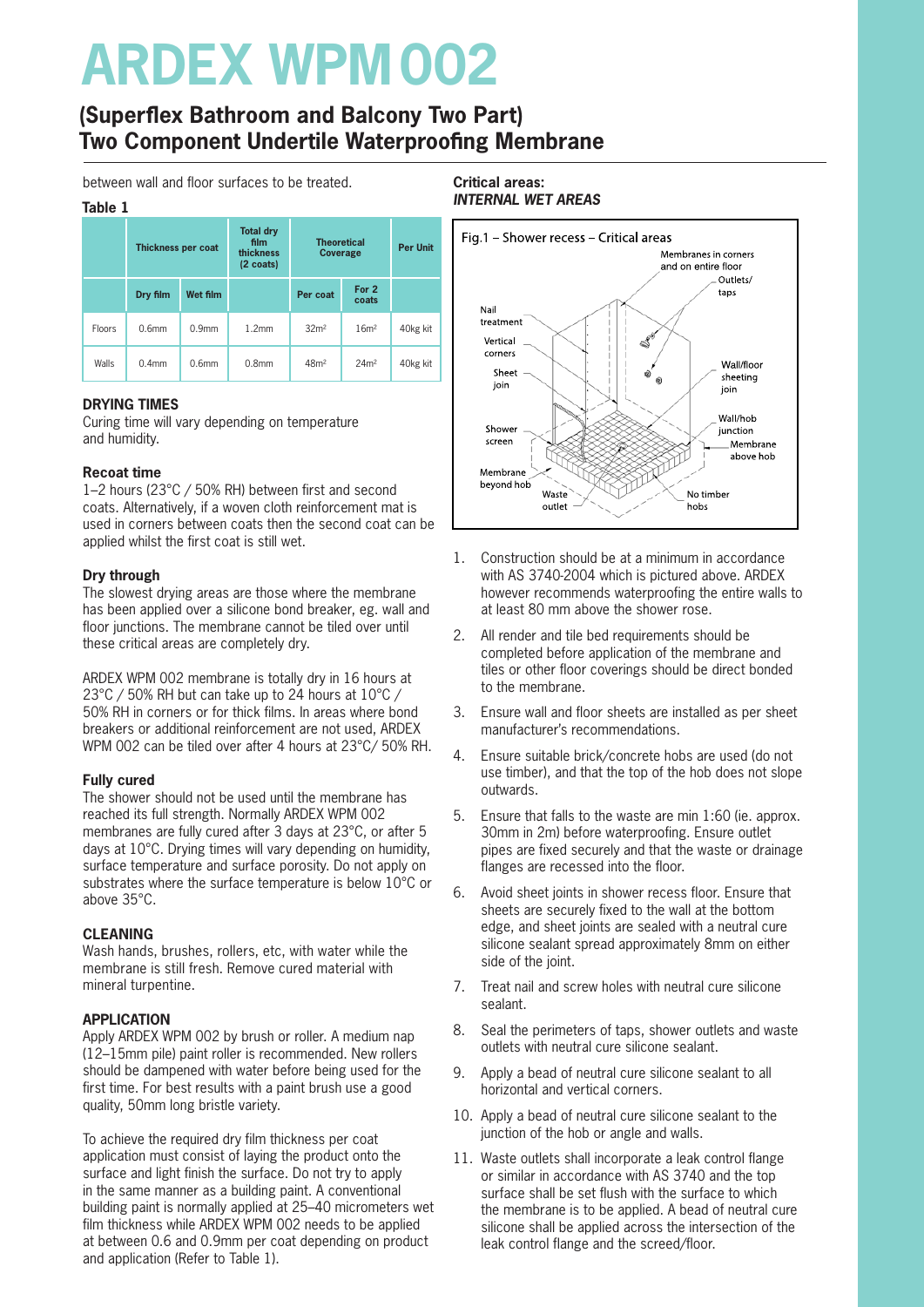# ARDEX WPM 002

## (Superflex Bathroom and Balcony Two Part) Two Component Undertile Waterproofing Membrane

between wall and floor surfaces to be treated.

**Table 1**

| | Thickness per coat | | Total dry film thickness (2 coats) | Theoretical Coverage | | Per Unit |
|---|---|---|---|---|---|---|
| | Dry film | Wet film | | Per coat | For 2 coats | |
| Floors | 0.6mm | 0.9mm | 1.2mm | 32m² | 16m² | 40kg kit |
| Walls | 0.4mm | 0.6mm | 0.8mm | 48m² | 24m² | 40kg kit |

### DRYING TIMES

Curing time will vary depending on temperature and humidity.

**Recoat time**

1–2 hours (23°C / 50% RH) between first and second coats. Alternatively, if a woven cloth reinforcement mat is used in corners between coats then the second coat can be applied whilst the first coat is still wet.

**Dry through**

The slowest drying areas are those where the membrane has been applied over a silicone bond breaker, eg. wall and floor junctions. The membrane cannot be tiled over until these critical areas are completely dry.

ARDEX WPM 002 membrane is totally dry in 16 hours at 23°C / 50% RH but can take up to 24 hours at 10°C / 50% RH in corners or for thick films. In areas where bond breakers or additional reinforcement are not used, ARDEX WPM 002 can be tiled over after 4 hours at 23°C/ 50% RH.

**Fully cured**

The shower should not be used until the membrane has reached its full strength. Normally ARDEX WPM 002 membranes are fully cured after 3 days at 23°C, or after 5 days at 10°C. Drying times will vary depending on humidity, surface temperature and surface porosity. Do not apply on substrates where the surface temperature is below 10°C or above 35°C.

### CLEANING

Wash hands, brushes, rollers, etc, with water while the membrane is still fresh. Remove cured material with mineral turpentine.

### APPLICATION

Apply ARDEX WPM 002 by brush or roller. A medium nap (12–15mm pile) paint roller is recommended. New rollers should be dampened with water before being used for the first time. For best results with a paint brush use a good quality, 50mm long bristle variety.

To achieve the required dry film thickness per coat application must consist of laying the product onto the surface and light finish the surface. Do not try to apply in the same manner as a building paint. A conventional building paint is normally applied at 25–40 micrometers wet film thickness while ARDEX WPM 002 needs to be applied at between 0.6 and 0.9mm per coat depending on product and application (Refer to Table 1).

**Critical areas:**
***INTERNAL WET AREAS***

Fig.1 – Shower recess – Critical areas

1. Construction should be at a minimum in accordance with AS 3740-2004 which is pictured above. ARDEX however recommends waterproofing the entire walls to at least 80 mm above the shower rose.
2. All render and tile bed requirements should be completed before application of the membrane and tiles or other floor coverings should be direct bonded to the membrane.
3. Ensure wall and floor sheets are installed as per sheet manufacturer's recommendations.
4. Ensure suitable brick/concrete hobs are used (do not use timber), and that the top of the hob does not slope outwards.
5. Ensure that falls to the waste are min 1:60 (ie. approx. 30mm in 2m) before waterproofing. Ensure outlet pipes are fixed securely and that the waste or drainage flanges are recessed into the floor.
6. Avoid sheet joints in shower recess floor. Ensure that sheets are securely fixed to the wall at the bottom edge, and sheet joints are sealed with a neutral cure silicone sealant spread approximately 8mm on either side of the joint.
7. Treat nail and screw holes with neutral cure silicone sealant.
8. Seal the perimeters of taps, shower outlets and waste outlets with neutral cure silicone sealant.
9. Apply a bead of neutral cure silicone sealant to all horizontal and vertical corners.
10. Apply a bead of neutral cure silicone sealant to the junction of the hob or angle and walls.
11. Waste outlets shall incorporate a leak control flange or similar in accordance with AS 3740 and the top surface shall be set flush with the surface to which the membrane is to be applied. A bead of neutral cure silicone shall be applied across the intersection of the leak control flange and the screed/floor.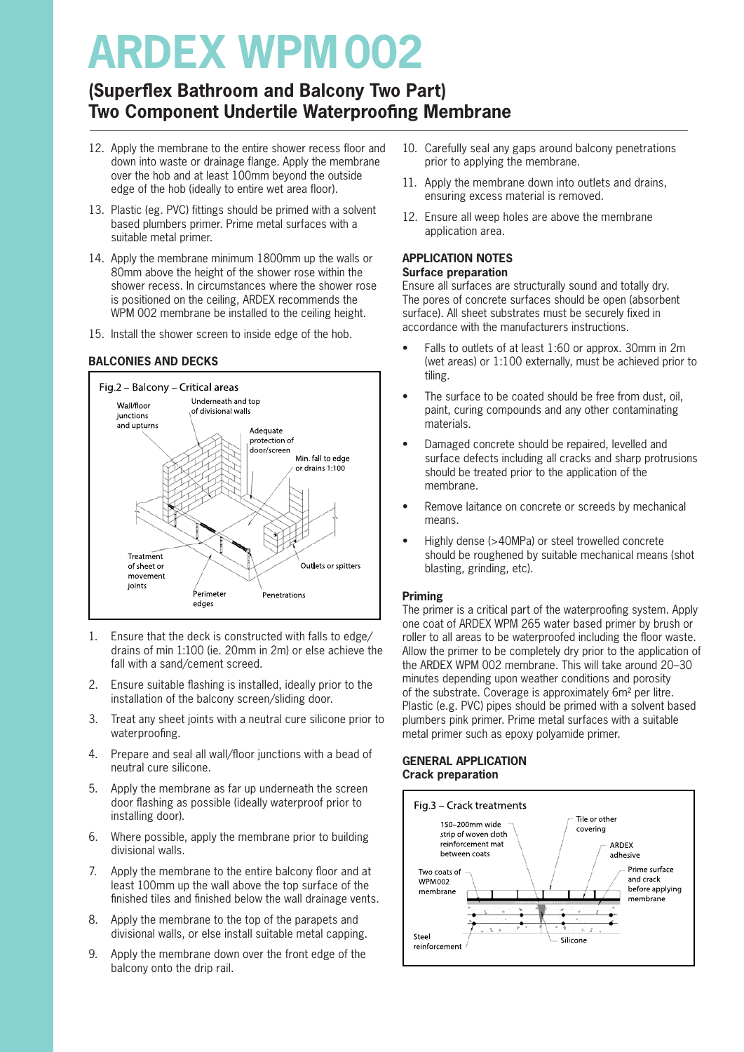# ARDEX WPM 002

## (Superflex Bathroom and Balcony Two Part) Two Component Undertile Waterproofing Membrane

12. Apply the membrane to the entire shower recess floor and down into waste or drainage flange. Apply the membrane over the hob and at least 100mm beyond the outside edge of the hob (ideally to entire wet area floor).
13. Plastic (eg. PVC) fittings should be primed with a solvent based plumbers primer. Prime metal surfaces with a suitable metal primer.
14. Apply the membrane minimum 1800mm up the walls or 80mm above the height of the shower rose within the shower recess. In circumstances where the shower rose is positioned on the ceiling, ARDEX recommends the WPM 002 membrane be installed to the ceiling height.
15. Install the shower screen to inside edge of the hob.

### BALCONIES AND DECKS

Fig.2 – Balcony – Critical areas

Wall/floor junctions and upturns; Underneath and top of divisional walls; Adequate protection of door/screen; Min. fall to edge or drains 1:100; Treatment of sheet or movement joints; Outlets or spitters; Perimeter edges; Penetrations

1. Ensure that the deck is constructed with falls to edge/drains of min 1:100 (ie. 20mm in 2m) or else achieve the fall with a sand/cement screed.
2. Ensure suitable flashing is installed, ideally prior to the installation of the balcony screen/sliding door.
3. Treat any sheet joints with a neutral cure silicone prior to waterproofing.
4. Prepare and seal all wall/floor junctions with a bead of neutral cure silicone.
5. Apply the membrane as far up underneath the screen door flashing as possible (ideally waterproof prior to installing door).
6. Where possible, apply the membrane prior to building divisional walls.
7. Apply the membrane to the entire balcony floor and at least 100mm up the wall above the top surface of the finished tiles and finished below the wall drainage vents.
8. Apply the membrane to the top of the parapets and divisional walls, or else install suitable metal capping.
9. Apply the membrane down over the front edge of the balcony onto the drip rail.
10. Carefully seal any gaps around balcony penetrations prior to applying the membrane.
11. Apply the membrane down into outlets and drains, ensuring excess material is removed.
12. Ensure all weep holes are above the membrane application area.

### APPLICATION NOTES

**Surface preparation**

Ensure all surfaces are structurally sound and totally dry. The pores of concrete surfaces should be open (absorbent surface). All sheet substrates must be securely fixed in accordance with the manufacturers instructions.

- Falls to outlets of at least 1:60 or approx. 30mm in 2m (wet areas) or 1:100 externally, must be achieved prior to tiling.
- The surface to be coated should be free from dust, oil, paint, curing compounds and any other contaminating materials.
- Damaged concrete should be repaired, levelled and surface defects including all cracks and sharp protrusions should be treated prior to the application of the membrane.
- Remove laitance on concrete or screeds by mechanical means.
- Highly dense (>40MPa) or steel trowelled concrete should be roughened by suitable mechanical means (shot blasting, grinding, etc).

**Priming**

The primer is a critical part of the waterproofing system. Apply one coat of ARDEX WPM 265 water based primer by brush or roller to all areas to be waterproofed including the floor waste. Allow the primer to be completely dry prior to the application of the ARDEX WPM 002 membrane. This will take around 20–30 minutes depending upon weather conditions and porosity of the substrate. Coverage is approximately 6m² per litre. Plastic (e.g. PVC) pipes should be primed with a solvent based plumbers pink primer. Prime metal surfaces with a suitable metal primer such as epoxy polyamide primer.

### GENERAL APPLICATION

**Crack preparation**

Fig.3 – Crack treatments

150–200mm wide strip of woven cloth reinforcement mat between coats; Tile or other covering; ARDEX adhesive; Two coats of WPM 002 membrane; Prime surface and crack before applying membrane; Steel reinforcement; Silicone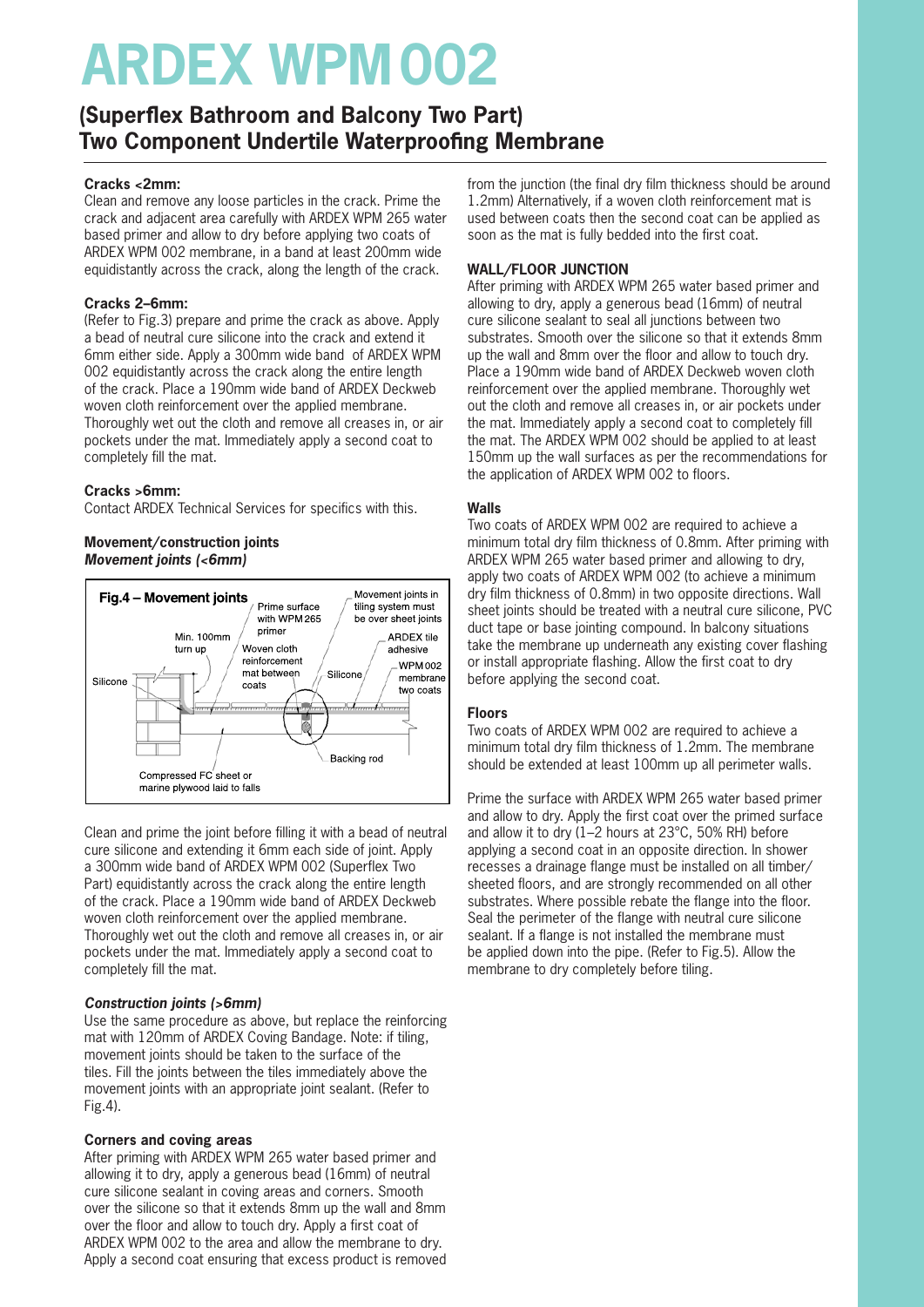# ARDEX WPM 002

## (Superflex Bathroom and Balcony Two Part) Two Component Undertile Waterproofing Membrane

**Cracks <2mm:**

Clean and remove any loose particles in the crack. Prime the crack and adjacent area carefully with ARDEX WPM 265 water based primer and allow to dry before applying two coats of ARDEX WPM 002 membrane, in a band at least 200mm wide equidistantly across the crack, along the length of the crack.

**Cracks 2–6mm:**

(Refer to Fig.3) prepare and prime the crack as above. Apply a bead of neutral cure silicone into the crack and extend it 6mm either side. Apply a 300mm wide band of ARDEX WPM 002 equidistantly across the crack along the entire length of the crack. Place a 190mm wide band of ARDEX Deckweb woven cloth reinforcement over the applied membrane. Thoroughly wet out the cloth and remove all creases in, or air pockets under the mat. Immediately apply a second coat to completely fill the mat.

**Cracks >6mm:**

Contact ARDEX Technical Services for specifics with this.

**Movement/construction joints**

***Movement joints (<6mm)***

**Fig.4 – Movement joints**

Clean and prime the joint before filling it with a bead of neutral cure silicone and extending it 6mm each side of joint. Apply a 300mm wide band of ARDEX WPM 002 (Superflex Two Part) equidistantly across the crack along the entire length of the crack. Place a 190mm wide band of ARDEX Deckweb woven cloth reinforcement over the applied membrane. Thoroughly wet out the cloth and remove all creases in, or air pockets under the mat. Immediately apply a second coat to completely fill the mat.

***Construction joints (>6mm)***

Use the same procedure as above, but replace the reinforcing mat with 120mm of ARDEX Coving Bandage. Note: if tiling, movement joints should be taken to the surface of the tiles. Fill the joints between the tiles immediately above the movement joints with an appropriate joint sealant. (Refer to Fig.4).

**Corners and coving areas**

After priming with ARDEX WPM 265 water based primer and allowing it to dry, apply a generous bead (16mm) of neutral cure silicone sealant in coving areas and corners. Smooth over the silicone so that it extends 8mm up the wall and 8mm over the floor and allow to touch dry. Apply a first coat of ARDEX WPM 002 to the area and allow the membrane to dry. Apply a second coat ensuring that excess product is removed from the junction (the final dry film thickness should be around 1.2mm) Alternatively, if a woven cloth reinforcement mat is used between coats then the second coat can be applied as soon as the mat is fully bedded into the first coat.

**WALL/FLOOR JUNCTION**

After priming with ARDEX WPM 265 water based primer and allowing to dry, apply a generous bead (16mm) of neutral cure silicone sealant to seal all junctions between two substrates. Smooth over the silicone so that it extends 8mm up the wall and 8mm over the floor and allow to touch dry. Place a 190mm wide band of ARDEX Deckweb woven cloth reinforcement over the applied membrane. Thoroughly wet out the cloth and remove all creases in, or air pockets under the mat. Immediately apply a second coat to completely fill the mat. The ARDEX WPM 002 should be applied to at least 150mm up the wall surfaces as per the recommendations for the application of ARDEX WPM 002 to floors.

**Walls**

Two coats of ARDEX WPM 002 are required to achieve a minimum total dry film thickness of 0.8mm. After priming with ARDEX WPM 265 water based primer and allowing to dry, apply two coats of ARDEX WPM 002 (to achieve a minimum dry film thickness of 0.8mm) in two opposite directions. Wall sheet joints should be treated with a neutral cure silicone, PVC duct tape or base jointing compound. In balcony situations take the membrane up underneath any existing cover flashing or install appropriate flashing. Allow the first coat to dry before applying the second coat.

**Floors**

Two coats of ARDEX WPM 002 are required to achieve a minimum total dry film thickness of 1.2mm. The membrane should be extended at least 100mm up all perimeter walls.

Prime the surface with ARDEX WPM 265 water based primer and allow to dry. Apply the first coat over the primed surface and allow it to dry (1–2 hours at 23°C, 50% RH) before applying a second coat in an opposite direction. In shower recesses a drainage flange must be installed on all timber/sheeted floors, and are strongly recommended on all other substrates. Where possible rebate the flange into the floor. Seal the perimeter of the flange with neutral cure silicone sealant. If a flange is not installed the membrane must be applied down into the pipe. (Refer to Fig.5). Allow the membrane to dry completely before tiling.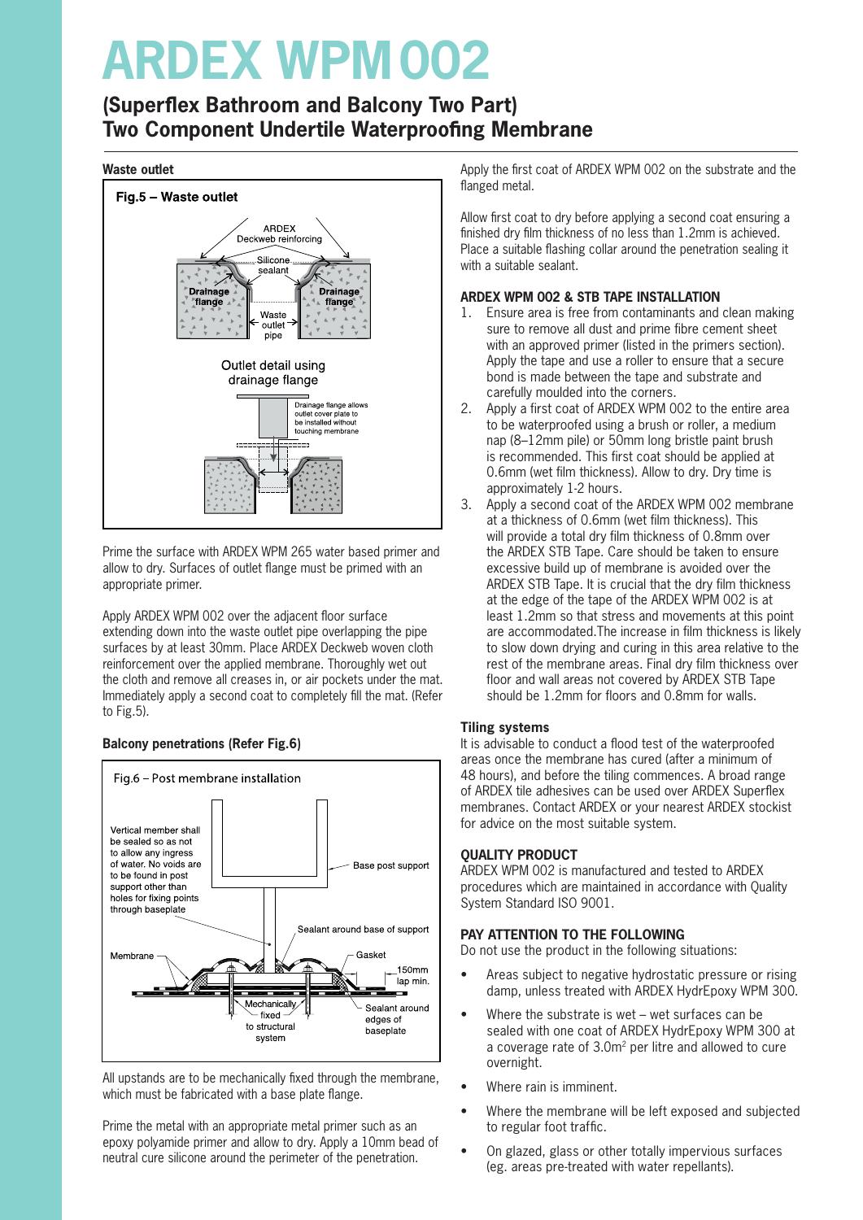# ARDEX WPM 002

## (Superflex Bathroom and Balcony Two Part) Two Component Undertile Waterproofing Membrane

### Waste outlet

Fig.5 – Waste outlet

Prime the surface with ARDEX WPM 265 water based primer and allow to dry. Surfaces of outlet flange must be primed with an appropriate primer.

Apply ARDEX WPM 002 over the adjacent floor surface extending down into the waste outlet pipe overlapping the pipe surfaces by at least 30mm. Place ARDEX Deckweb woven cloth reinforcement over the applied membrane. Thoroughly wet out the cloth and remove all creases in, or air pockets under the mat. Immediately apply a second coat to completely fill the mat. (Refer to Fig.5).

### Balcony penetrations (Refer Fig.6)

Fig.6 – Post membrane installation

All upstands are to be mechanically fixed through the membrane, which must be fabricated with a base plate flange.

Prime the metal with an appropriate metal primer such as an epoxy polyamide primer and allow to dry. Apply a 10mm bead of neutral cure silicone around the perimeter of the penetration.

Apply the first coat of ARDEX WPM 002 on the substrate and the flanged metal.

Allow first coat to dry before applying a second coat ensuring a finished dry film thickness of no less than 1.2mm is achieved. Place a suitable flashing collar around the penetration sealing it with a suitable sealant.

### ARDEX WPM 002 & STB TAPE INSTALLATION

1. Ensure area is free from contaminants and clean making sure to remove all dust and prime fibre cement sheet with an approved primer (listed in the primers section). Apply the tape and use a roller to ensure that a secure bond is made between the tape and substrate and carefully moulded into the corners.
2. Apply a first coat of ARDEX WPM 002 to the entire area to be waterproofed using a brush or roller, a medium nap (8–12mm pile) or 50mm long bristle paint brush is recommended. This first coat should be applied at 0.6mm (wet film thickness). Allow to dry. Dry time is approximately 1-2 hours.
3. Apply a second coat of the ARDEX WPM 002 membrane at a thickness of 0.6mm (wet film thickness). This will provide a total dry film thickness of 0.8mm over the ARDEX STB Tape. Care should be taken to ensure excessive build up of membrane is avoided over the ARDEX STB Tape. It is crucial that the dry film thickness at the edge of the tape of the ARDEX WPM 002 is at least 1.2mm so that stress and movements at this point are accommodated.The increase in film thickness is likely to slow down drying and curing in this area relative to the rest of the membrane areas. Final dry film thickness over floor and wall areas not covered by ARDEX STB Tape should be 1.2mm for floors and 0.8mm for walls.

### Tiling systems

It is advisable to conduct a flood test of the waterproofed areas once the membrane has cured (after a minimum of 48 hours), and before the tiling commences. A broad range of ARDEX tile adhesives can be used over ARDEX Superflex membranes. Contact ARDEX or your nearest ARDEX stockist for advice on the most suitable system.

### QUALITY PRODUCT

ARDEX WPM 002 is manufactured and tested to ARDEX procedures which are maintained in accordance with Quality System Standard ISO 9001.

### PAY ATTENTION TO THE FOLLOWING

Do not use the product in the following situations:

- Areas subject to negative hydrostatic pressure or rising damp, unless treated with ARDEX HydrEpoxy WPM 300.
- Where the substrate is wet – wet surfaces can be sealed with one coat of ARDEX HydrEpoxy WPM 300 at a coverage rate of 3.0m$^2$ per litre and allowed to cure overnight.
- Where rain is imminent.
- Where the membrane will be left exposed and subjected to regular foot traffic.
- On glazed, glass or other totally impervious surfaces (eg. areas pre-treated with water repellants).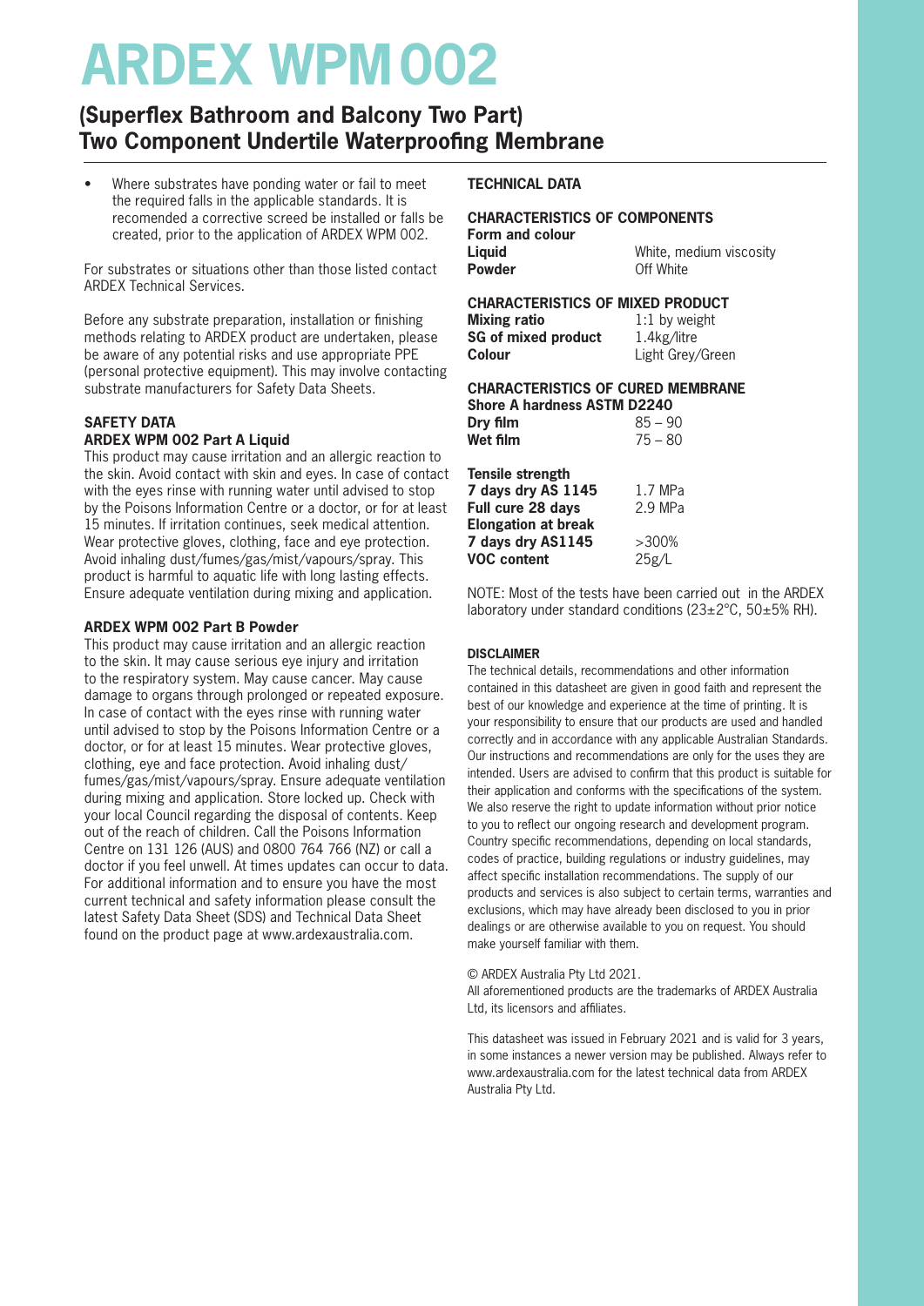# ARDEX WPM 002

## (Superflex Bathroom and Balcony Two Part) Two Component Undertile Waterproofing Membrane

- Where substrates have ponding water or fail to meet the required falls in the applicable standards. It is recomended a corrective screed be installed or falls be created, prior to the application of ARDEX WPM 002.

For substrates or situations other than those listed contact ARDEX Technical Services.

Before any substrate preparation, installation or finishing methods relating to ARDEX product are undertaken, please be aware of any potential risks and use appropriate PPE (personal protective equipment). This may involve contacting substrate manufacturers for Safety Data Sheets.

**SAFETY DATA**

**ARDEX WPM 002 Part A Liquid**

This product may cause irritation and an allergic reaction to the skin. Avoid contact with skin and eyes. In case of contact with the eyes rinse with running water until advised to stop by the Poisons Information Centre or a doctor, or for at least 15 minutes. If irritation continues, seek medical attention. Wear protective gloves, clothing, face and eye protection. Avoid inhaling dust/fumes/gas/mist/vapours/spray. This product is harmful to aquatic life with long lasting effects. Ensure adequate ventilation during mixing and application.

**ARDEX WPM 002 Part B Powder**

This product may cause irritation and an allergic reaction to the skin. It may cause serious eye injury and irritation to the respiratory system. May cause cancer. May cause damage to organs through prolonged or repeated exposure. In case of contact with the eyes rinse with running water until advised to stop by the Poisons Information Centre or a doctor, or for at least 15 minutes. Wear protective gloves, clothing, eye and face protection. Avoid inhaling dust/fumes/gas/mist/vapours/spray. Ensure adequate ventilation during mixing and application. Store locked up. Check with your local Council regarding the disposal of contents. Keep out of the reach of children. Call the Poisons Information Centre on 131 126 (AUS) and 0800 764 766 (NZ) or call a doctor if you feel unwell. At times updates can occur to data. For additional information and to ensure you have the most current technical and safety information please consult the latest Safety Data Sheet (SDS) and Technical Data Sheet found on the product page at www.ardexaustralia.com.

**TECHNICAL DATA**

**CHARACTERISTICS OF COMPONENTS**

| | |
|---|---|
| **Form and colour** | |
| **Liquid** | White, medium viscosity |
| **Powder** | Off White |

**CHARACTERISTICS OF MIXED PRODUCT**

| | |
|---|---|
| **Mixing ratio** | 1:1 by weight |
| **SG of mixed product** | 1.4kg/litre |
| **Colour** | Light Grey/Green |

**CHARACTERISTICS OF CURED MEMBRANE**

| | |
|---|---|
| **Shore A hardness ASTM D2240** | |
| **Dry film** | 85 – 90 |
| **Wet film** | 75 – 80 |
| **Tensile strength** | |
| **7 days dry AS 1145** | 1.7 MPa |
| **Full cure 28 days** | 2.9 MPa |
| **Elongation at break** | |
| **7 days dry AS1145** | >300% |
| **VOC content** | 25g/L |

NOTE: Most of the tests have been carried out in the ARDEX laboratory under standard conditions (23±2°C, 50±5% RH).

**DISCLAIMER**

The technical details, recommendations and other information contained in this datasheet are given in good faith and represent the best of our knowledge and experience at the time of printing. It is your responsibility to ensure that our products are used and handled correctly and in accordance with any applicable Australian Standards. Our instructions and recommendations are only for the uses they are intended. Users are advised to confirm that this product is suitable for their application and conforms with the specifications of the system. We also reserve the right to update information without prior notice to you to reflect our ongoing research and development program. Country specific recommendations, depending on local standards, codes of practice, building regulations or industry guidelines, may affect specific installation recommendations. The supply of our products and services is also subject to certain terms, warranties and exclusions, which may have already been disclosed to you in prior dealings or are otherwise available to you on request. You should make yourself familiar with them.

© ARDEX Australia Pty Ltd 2021.
All aforementioned products are the trademarks of ARDEX Australia Ltd, its licensors and affiliates.

This datasheet was issued in February 2021 and is valid for 3 years, in some instances a newer version may be published. Always refer to www.ardexaustralia.com for the latest technical data from ARDEX Australia Pty Ltd.